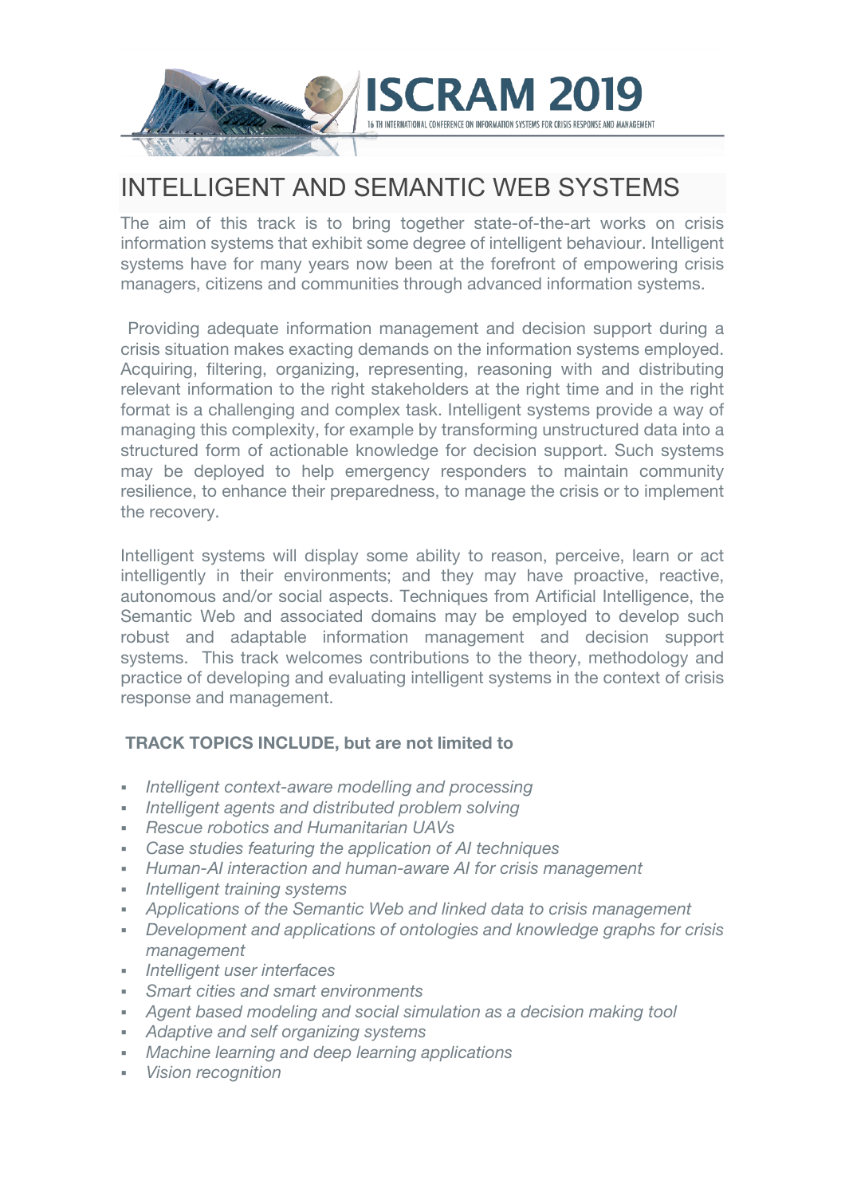# ISCRAM 2019

16 TH INTERNATIONAL CONFERENCE ON INFORMATION SYSTEMS FOR CRISIS RESPONSE AND MANAGEMENT

## INTELLIGENT AND SEMANTIC WEB SYSTEMS

The aim of this track is to bring together state-of-the-art works on crisis information systems that exhibit some degree of intelligent behaviour. Intelligent systems have for many years now been at the forefront of empowering crisis managers, citizens and communities through advanced information systems.

Providing adequate information management and decision support during a crisis situation makes exacting demands on the information systems employed. Acquiring, filtering, organizing, representing, reasoning with and distributing relevant information to the right stakeholders at the right time and in the right format is a challenging and complex task. Intelligent systems provide a way of managing this complexity, for example by transforming unstructured data into a structured form of actionable knowledge for decision support. Such systems may be deployed to help emergency responders to maintain community resilience, to enhance their preparedness, to manage the crisis or to implement the recovery.

Intelligent systems will display some ability to reason, perceive, learn or act intelligently in their environments; and they may have proactive, reactive, autonomous and/or social aspects. Techniques from Artificial Intelligence, the Semantic Web and associated domains may be employed to develop such robust and adaptable information management and decision support systems. This track welcomes contributions to the theory, methodology and practice of developing and evaluating intelligent systems in the context of crisis response and management.

### TRACK TOPICS INCLUDE, but are not limited to

- *Intelligent context-aware modelling and processing*
- *Intelligent agents and distributed problem solving*
- *Rescue robotics and Humanitarian UAVs*
- *Case studies featuring the application of AI techniques*
- *Human-AI interaction and human-aware AI for crisis management*
- *Intelligent training systems*
- *Applications of the Semantic Web and linked data to crisis management*
- *Development and applications of ontologies and knowledge graphs for crisis management*
- *Intelligent user interfaces*
- *Smart cities and smart environments*
- *Agent based modeling and social simulation as a decision making tool*
- *Adaptive and self organizing systems*
- *Machine learning and deep learning applications*
- *Vision recognition*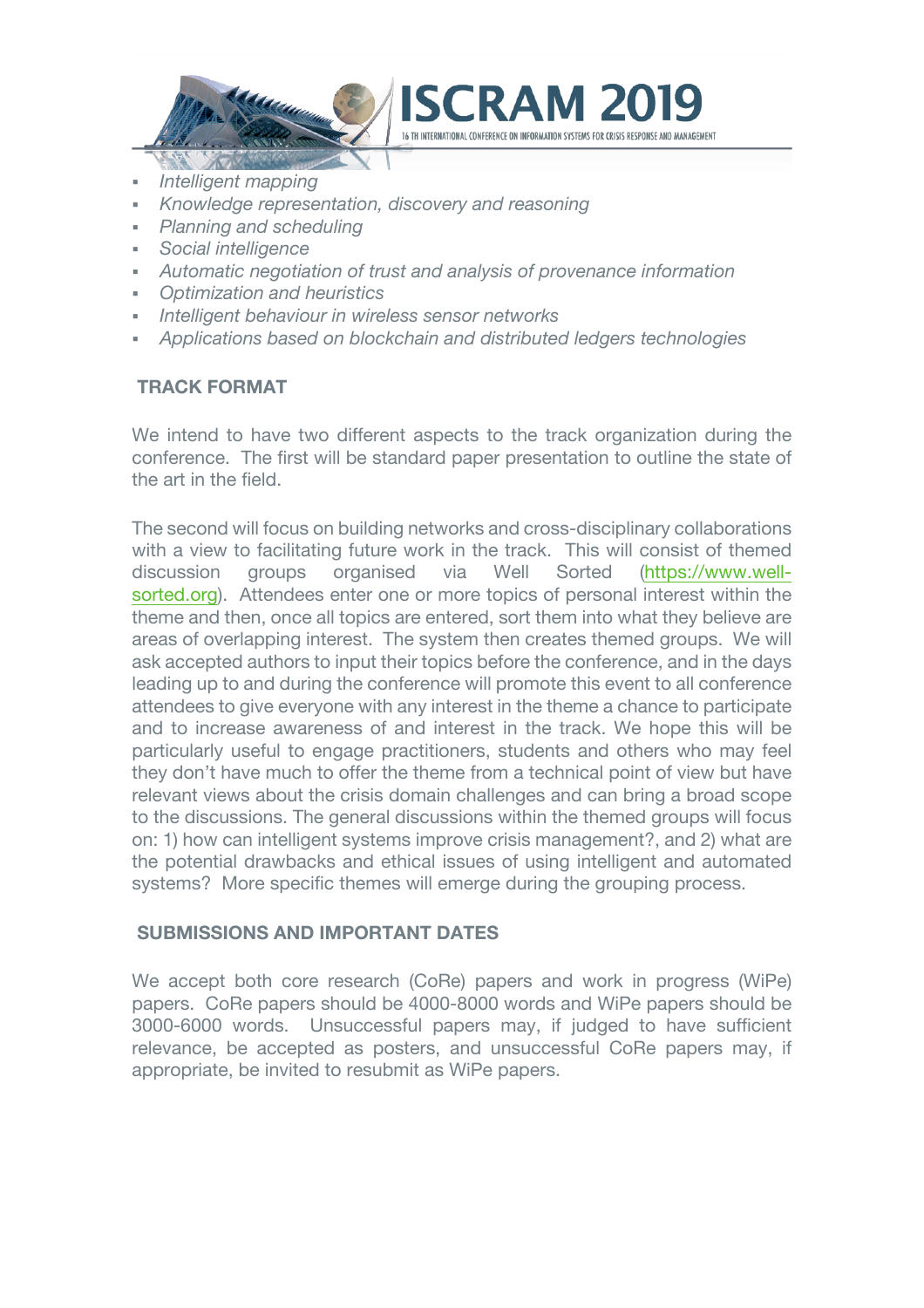- *Intelligent mapping*
- *Knowledge representation, discovery and reasoning*
- *Planning and scheduling*
- *Social intelligence*
- *Automatic negotiation of trust and analysis of provenance information*
- *Optimization and heuristics*
- *Intelligent behaviour in wireless sensor networks*
- *Applications based on blockchain and distributed ledgers technologies*

## TRACK FORMAT

We intend to have two different aspects to the track organization during the conference. The first will be standard paper presentation to outline the state of the art in the field.

The second will focus on building networks and cross-disciplinary collaborations with a view to facilitating future work in the track. This will consist of themed discussion groups organised via Well Sorted (https://www.well-sorted.org). Attendees enter one or more topics of personal interest within the theme and then, once all topics are entered, sort them into what they believe are areas of overlapping interest. The system then creates themed groups. We will ask accepted authors to input their topics before the conference, and in the days leading up to and during the conference will promote this event to all conference attendees to give everyone with any interest in the theme a chance to participate and to increase awareness of and interest in the track. We hope this will be particularly useful to engage practitioners, students and others who may feel they don't have much to offer the theme from a technical point of view but have relevant views about the crisis domain challenges and can bring a broad scope to the discussions. The general discussions within the themed groups will focus on: 1) how can intelligent systems improve crisis management?, and 2) what are the potential drawbacks and ethical issues of using intelligent and automated systems? More specific themes will emerge during the grouping process.

## SUBMISSIONS AND IMPORTANT DATES

We accept both core research (CoRe) papers and work in progress (WiPe) papers. CoRe papers should be 4000-8000 words and WiPe papers should be 3000-6000 words. Unsuccessful papers may, if judged to have sufficient relevance, be accepted as posters, and unsuccessful CoRe papers may, if appropriate, be invited to resubmit as WiPe papers.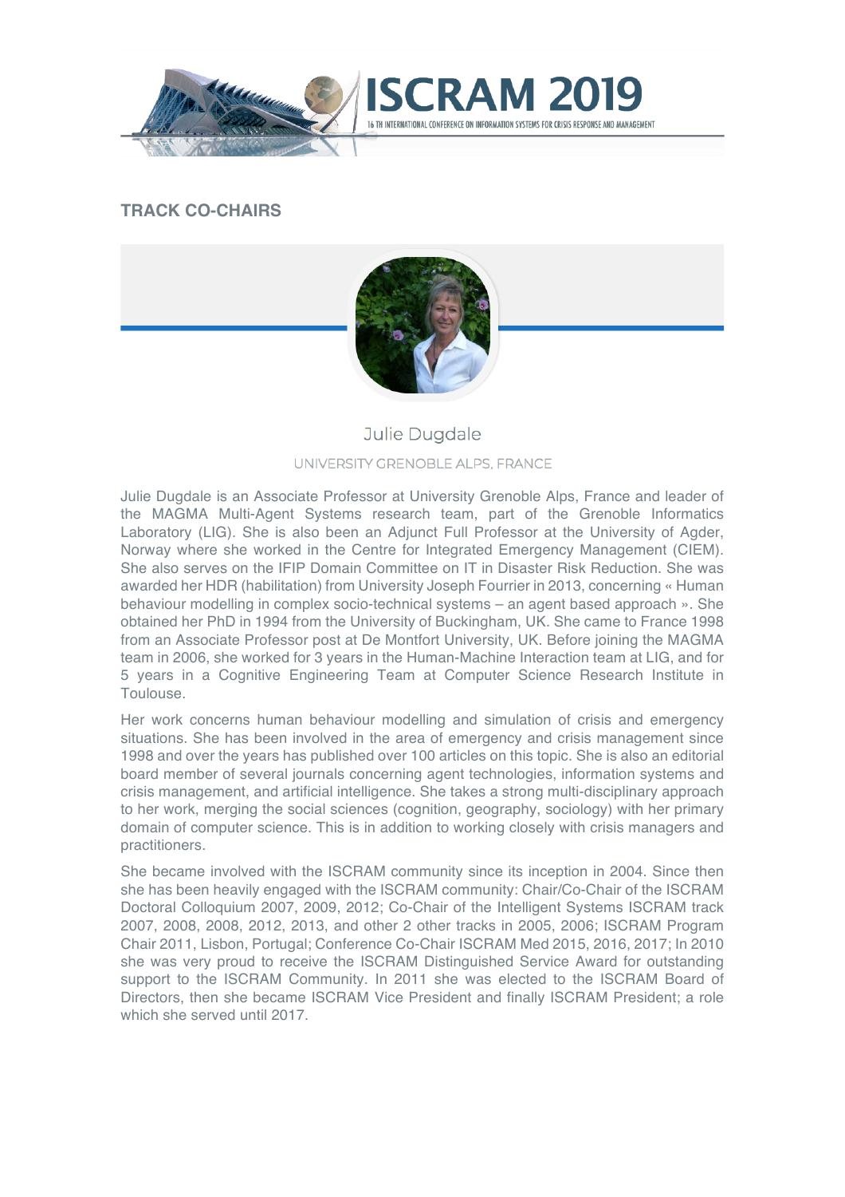## TRACK CO-CHAIRS

### Julie Dugdale

UNIVERSITY GRENOBLE ALPS, FRANCE

Julie Dugdale is an Associate Professor at University Grenoble Alps, France and leader of the MAGMA Multi-Agent Systems research team, part of the Grenoble Informatics Laboratory (LIG). She is also been an Adjunct Full Professor at the University of Agder, Norway where she worked in the Centre for Integrated Emergency Management (CIEM). She also serves on the IFIP Domain Committee on IT in Disaster Risk Reduction. She was awarded her HDR (habilitation) from University Joseph Fourrier in 2013, concerning « Human behaviour modelling in complex socio-technical systems – an agent based approach ». She obtained her PhD in 1994 from the University of Buckingham, UK. She came to France 1998 from an Associate Professor post at De Montfort University, UK. Before joining the MAGMA team in 2006, she worked for 3 years in the Human-Machine Interaction team at LIG, and for 5 years in a Cognitive Engineering Team at Computer Science Research Institute in Toulouse.

Her work concerns human behaviour modelling and simulation of crisis and emergency situations. She has been involved in the area of emergency and crisis management since 1998 and over the years has published over 100 articles on this topic. She is also an editorial board member of several journals concerning agent technologies, information systems and crisis management, and artificial intelligence. She takes a strong multi-disciplinary approach to her work, merging the social sciences (cognition, geography, sociology) with her primary domain of computer science. This is in addition to working closely with crisis managers and practitioners.

She became involved with the ISCRAM community since its inception in 2004. Since then she has been heavily engaged with the ISCRAM community: Chair/Co-Chair of the ISCRAM Doctoral Colloquium 2007, 2009, 2012; Co-Chair of the Intelligent Systems ISCRAM track 2007, 2008, 2008, 2012, 2013, and other 2 other tracks in 2005, 2006; ISCRAM Program Chair 2011, Lisbon, Portugal; Conference Co-Chair ISCRAM Med 2015, 2016, 2017; In 2010 she was very proud to receive the ISCRAM Distinguished Service Award for outstanding support to the ISCRAM Community. In 2011 she was elected to the ISCRAM Board of Directors, then she became ISCRAM Vice President and finally ISCRAM President; a role which she served until 2017.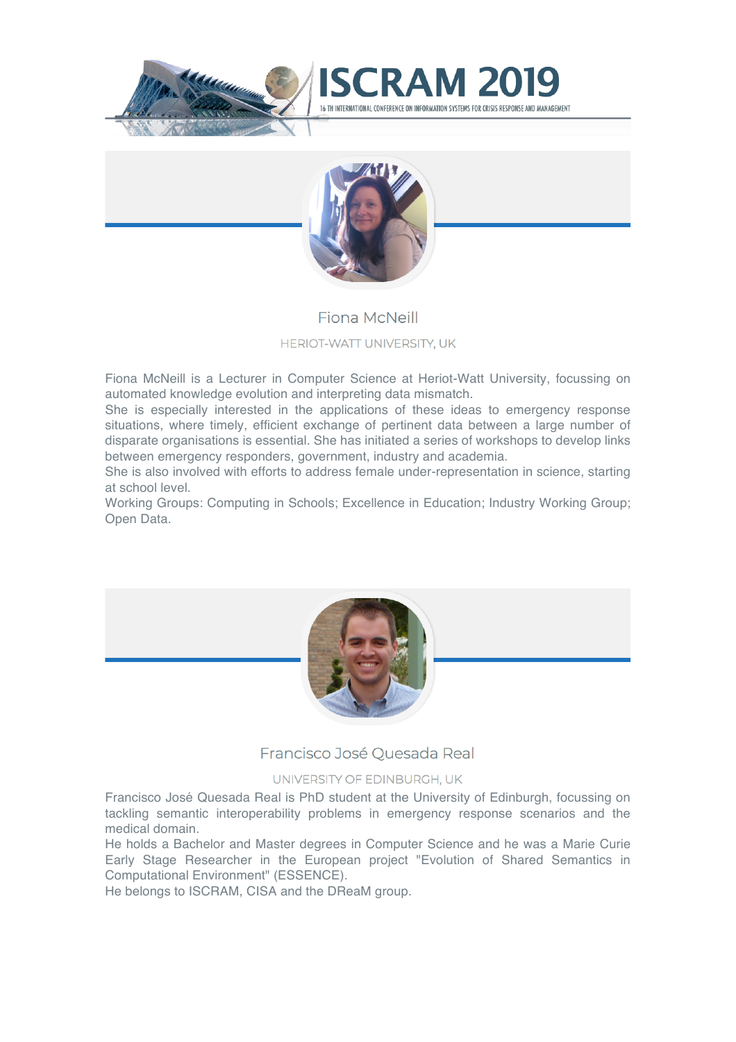## Fiona McNeill

HERIOT-WATT UNIVERSITY, UK

Fiona McNeill is a Lecturer in Computer Science at Heriot-Watt University, focussing on automated knowledge evolution and interpreting data mismatch.
She is especially interested in the applications of these ideas to emergency response situations, where timely, efficient exchange of pertinent data between a large number of disparate organisations is essential. She has initiated a series of workshops to develop links between emergency responders, government, industry and academia.
She is also involved with efforts to address female under-representation in science, starting at school level.
Working Groups: Computing in Schools; Excellence in Education; Industry Working Group; Open Data.

## Francisco José Quesada Real

UNIVERSITY OF EDINBURGH, UK

Francisco José Quesada Real is PhD student at the University of Edinburgh, focussing on tackling semantic interoperability problems in emergency response scenarios and the medical domain.
He holds a Bachelor and Master degrees in Computer Science and he was a Marie Curie Early Stage Researcher in the European project "Evolution of Shared Semantics in Computational Environment" (ESSENCE).
He belongs to ISCRAM, CISA and the DReaM group.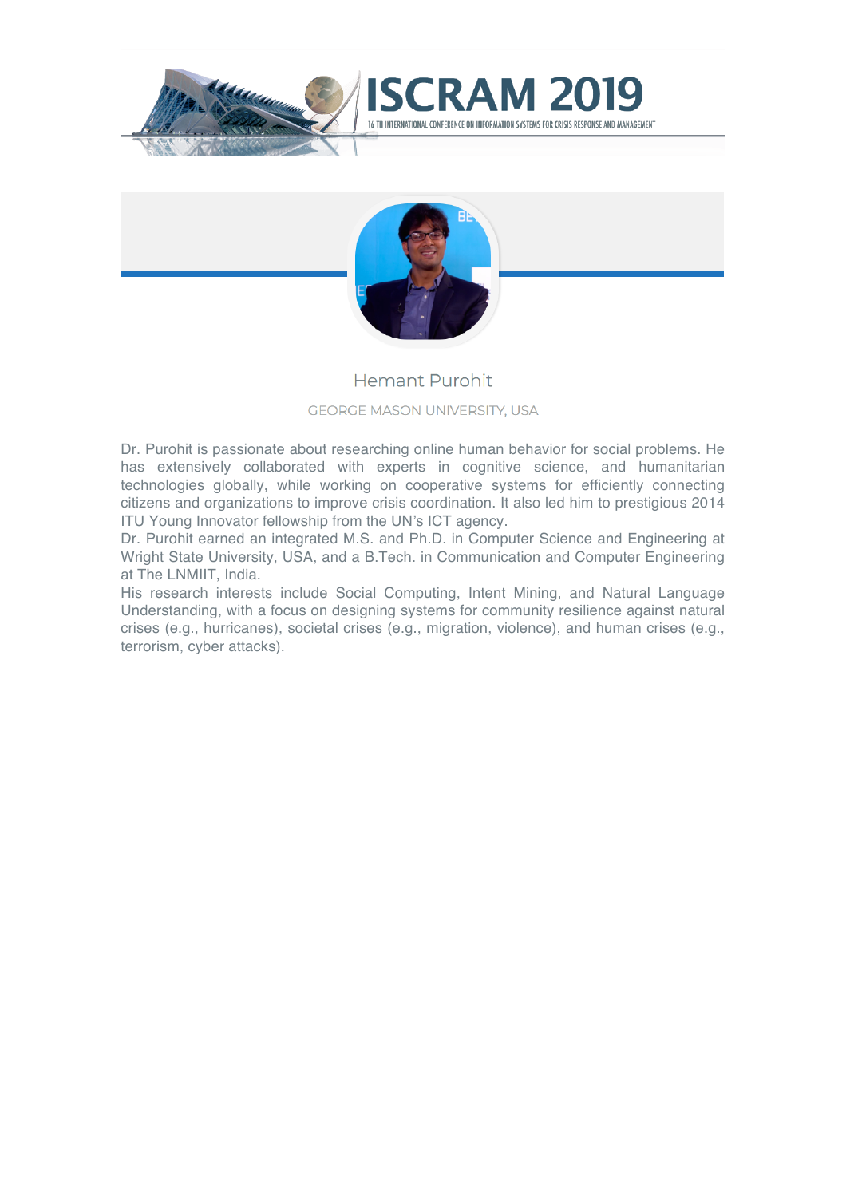## Hemant Purohit

GEORGE MASON UNIVERSITY, USA

Dr. Purohit is passionate about researching online human behavior for social problems. He has extensively collaborated with experts in cognitive science, and humanitarian technologies globally, while working on cooperative systems for efficiently connecting citizens and organizations to improve crisis coordination. It also led him to prestigious 2014 ITU Young Innovator fellowship from the UN's ICT agency.

Dr. Purohit earned an integrated M.S. and Ph.D. in Computer Science and Engineering at Wright State University, USA, and a B.Tech. in Communication and Computer Engineering at The LNMIIT, India.

His research interests include Social Computing, Intent Mining, and Natural Language Understanding, with a focus on designing systems for community resilience against natural crises (e.g., hurricanes), societal crises (e.g., migration, violence), and human crises (e.g., terrorism, cyber attacks).